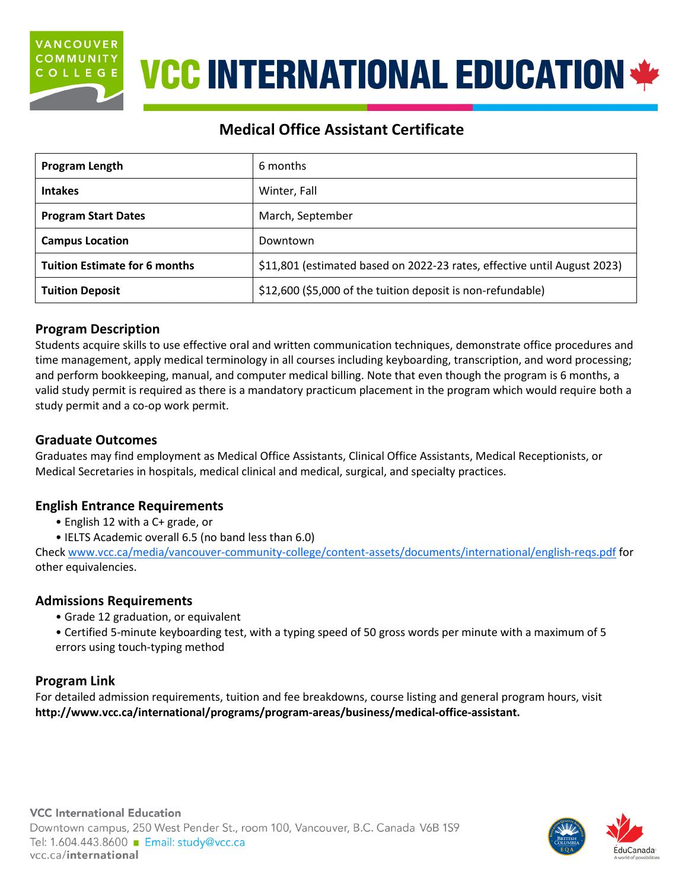# VCC INTERNATIONAL EDUCATION

## Medical Office Assistant Certificate

| **Program Length** | 6 months |
|---|---|
| **Intakes** | Winter, Fall |
| **Program Start Dates** | March, September |
| **Campus Location** | Downtown |
| **Tuition Estimate for 6 months** | $11,801 (estimated based on 2022-23 rates, effective until August 2023) |
| **Tuition Deposit** | $12,600 ($5,000 of the tuition deposit is non-refundable) |

### Program Description

Students acquire skills to use effective oral and written communication techniques, demonstrate office procedures and time management, apply medical terminology in all courses including keyboarding, transcription, and word processing; and perform bookkeeping, manual, and computer medical billing. Note that even though the program is 6 months, a valid study permit is required as there is a mandatory practicum placement in the program which would require both a study permit and a co-op work permit.

### Graduate Outcomes

Graduates may find employment as Medical Office Assistants, Clinical Office Assistants, Medical Receptionists, or Medical Secretaries in hospitals, medical clinical and medical, surgical, and specialty practices.

### English Entrance Requirements

- English 12 with a C+ grade, or
- IELTS Academic overall 6.5 (no band less than 6.0)

Check www.vcc.ca/media/vancouver-community-college/content-assets/documents/international/english-reqs.pdf for other equivalencies.

### Admissions Requirements

- Grade 12 graduation, or equivalent
- Certified 5-minute keyboarding test, with a typing speed of 50 gross words per minute with a maximum of 5 errors using touch-typing method

### Program Link

For detailed admission requirements, tuition and fee breakdowns, course listing and general program hours, visit **http://www.vcc.ca/international/programs/program-areas/business/medical-office-assistant.**

**VCC International Education**
Downtown campus, 250 West Pender St., room 100, Vancouver, B.C. Canada V6B 1S9
Tel: 1.604.443.8600 ■ Email: study@vcc.ca
vcc.ca/**international**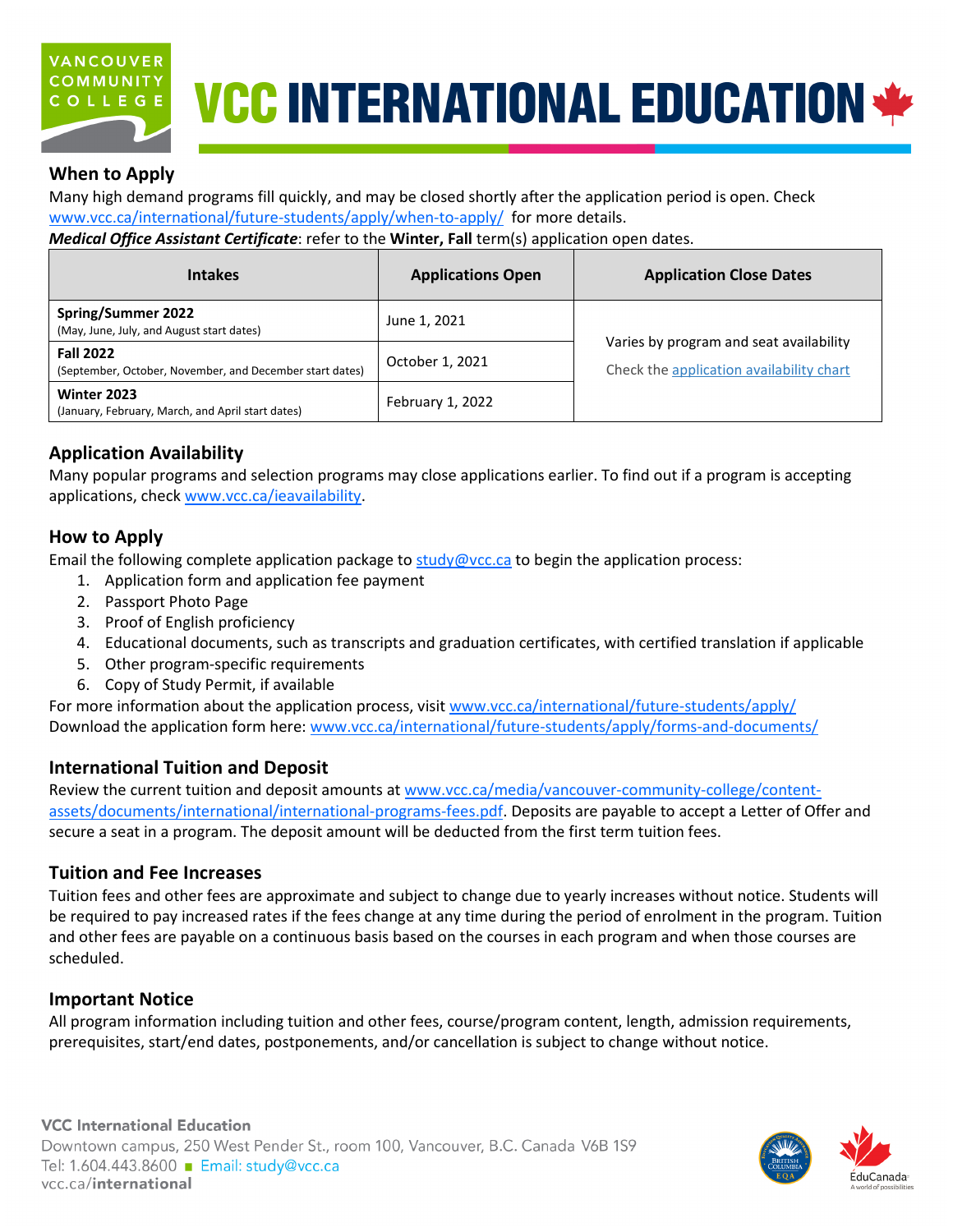# VCC INTERNATIONAL EDUCATION

## When to Apply

Many high demand programs fill quickly, and may be closed shortly after the application period is open. Check www.vcc.ca/international/future-students/apply/when-to-apply/ for more details.

***Medical Office Assistant Certificate***: refer to the **Winter, Fall** term(s) application open dates.

| Intakes | Applications Open | Application Close Dates |
|---|---|---|
| **Spring/Summer 2022** (May, June, July, and August start dates) | June 1, 2021 | Varies by program and seat availability<br>Check the application availability chart |
| **Fall 2022** (September, October, November, and December start dates) | October 1, 2021 | |
| **Winter 2023** (January, February, March, and April start dates) | February 1, 2022 | |

## Application Availability

Many popular programs and selection programs may close applications earlier. To find out if a program is accepting applications, check www.vcc.ca/ieavailability.

## How to Apply

Email the following complete application package to study@vcc.ca to begin the application process:

1. Application form and application fee payment
2. Passport Photo Page
3. Proof of English proficiency
4. Educational documents, such as transcripts and graduation certificates, with certified translation if applicable
5. Other program-specific requirements
6. Copy of Study Permit, if available

For more information about the application process, visit www.vcc.ca/international/future-students/apply/
Download the application form here: www.vcc.ca/international/future-students/apply/forms-and-documents/

## International Tuition and Deposit

Review the current tuition and deposit amounts at www.vcc.ca/media/vancouver-community-college/content-assets/documents/international/international-programs-fees.pdf. Deposits are payable to accept a Letter of Offer and secure a seat in a program. The deposit amount will be deducted from the first term tuition fees.

## Tuition and Fee Increases

Tuition fees and other fees are approximate and subject to change due to yearly increases without notice. Students will be required to pay increased rates if the fees change at any time during the period of enrolment in the program. Tuition and other fees are payable on a continuous basis based on the courses in each program and when those courses are scheduled.

## Important Notice

All program information including tuition and other fees, course/program content, length, admission requirements, prerequisites, start/end dates, postponements, and/or cancellation is subject to change without notice.

**VCC International Education**
Downtown campus, 250 West Pender St., room 100, Vancouver, B.C. Canada V6B 1S9
Tel: 1.604.443.8600 ■ Email: study@vcc.ca
vcc.ca/**international**